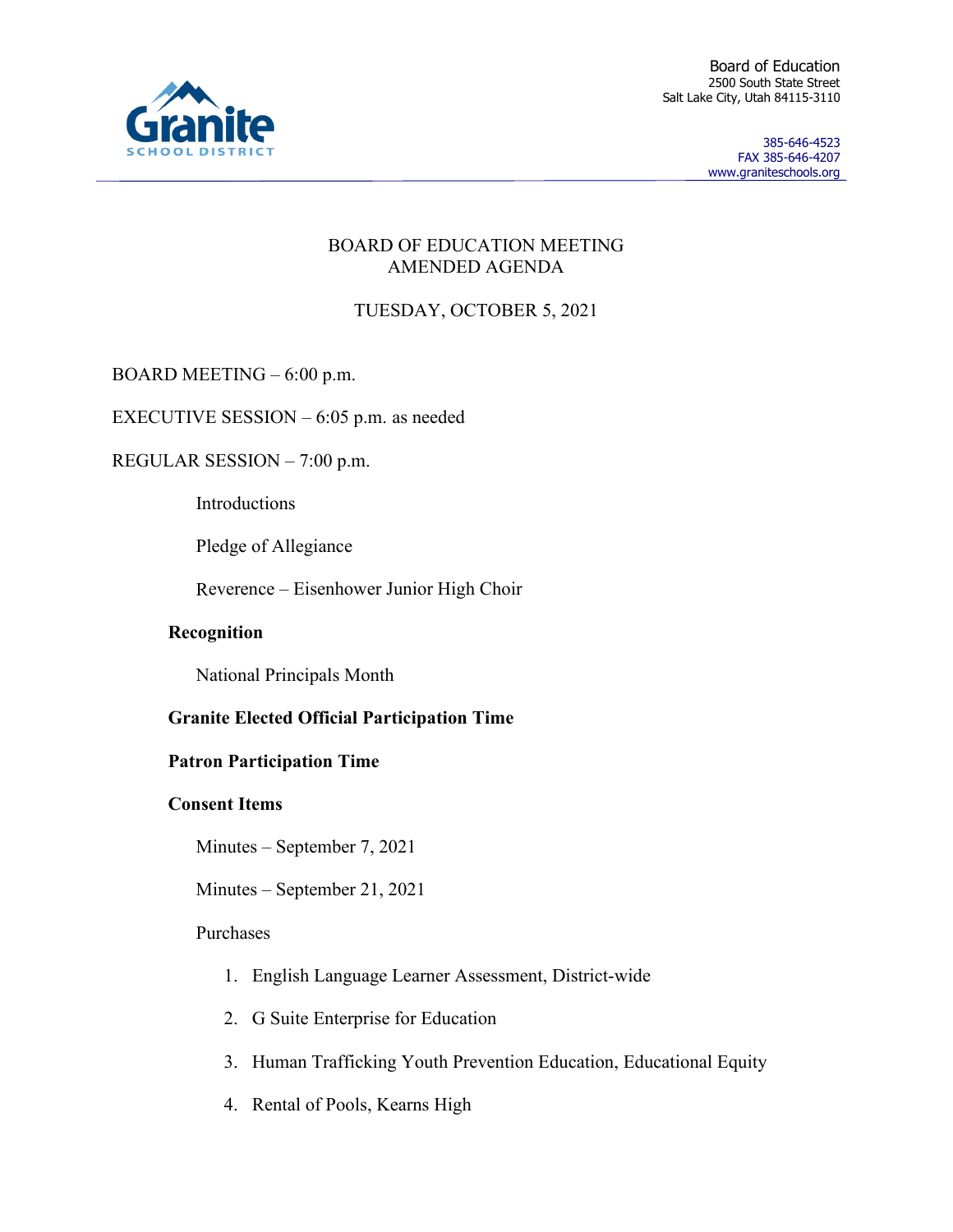Granite SCHOOL DISTRICT

Board of Education
2500 South State Street
Salt Lake City, Utah 84115-3110

385-646-4523
FAX 385-646-4207
www.graniteschools.org

# BOARD OF EDUCATION MEETING
# AMENDED AGENDA

## TUESDAY, OCTOBER 5, 2021

BOARD MEETING – 6:00 p.m.

EXECUTIVE SESSION – 6:05 p.m. as needed

REGULAR SESSION – 7:00 p.m.

Introductions

Pledge of Allegiance

Reverence – Eisenhower Junior High Choir

**Recognition**

National Principals Month

**Granite Elected Official Participation Time**

**Patron Participation Time**

**Consent Items**

Minutes – September 7, 2021

Minutes – September 21, 2021

Purchases

1. English Language Learner Assessment, District-wide
2. G Suite Enterprise for Education
3. Human Trafficking Youth Prevention Education, Educational Equity
4. Rental of Pools, Kearns High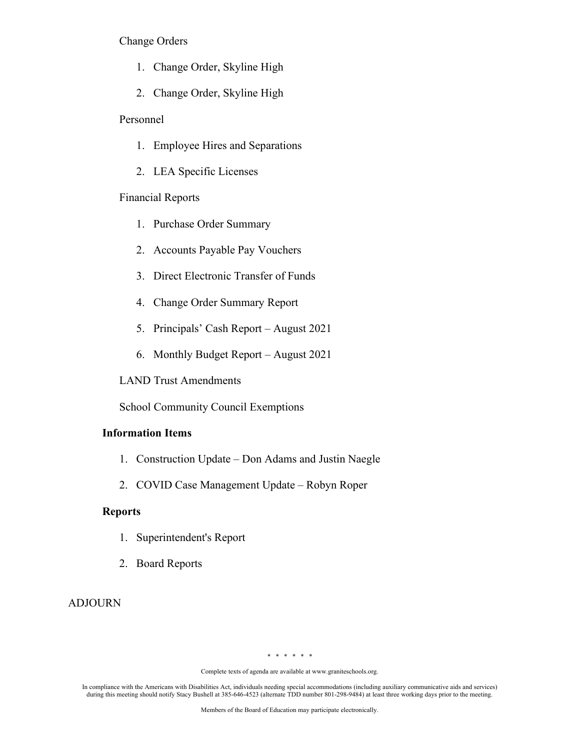Change Orders

1. Change Order, Skyline High
2. Change Order, Skyline High

Personnel

1. Employee Hires and Separations
2. LEA Specific Licenses

Financial Reports

1. Purchase Order Summary
2. Accounts Payable Pay Vouchers
3. Direct Electronic Transfer of Funds
4. Change Order Summary Report
5. Principals' Cash Report – August 2021
6. Monthly Budget Report – August 2021

LAND Trust Amendments

School Community Council Exemptions

**Information Items**

1. Construction Update – Don Adams and Justin Naegle
2. COVID Case Management Update – Robyn Roper

**Reports**

1. Superintendent's Report
2. Board Reports

ADJOURN

\* \* \* \* \* \*

Complete texts of agenda are available at www.graniteschools.org.

In compliance with the Americans with Disabilities Act, individuals needing special accommodations (including auxiliary communicative aids and services) during this meeting should notify Stacy Bushell at 385-646-4523 (alternate TDD number 801-298-9484) at least three working days prior to the meeting.

Members of the Board of Education may participate electronically.